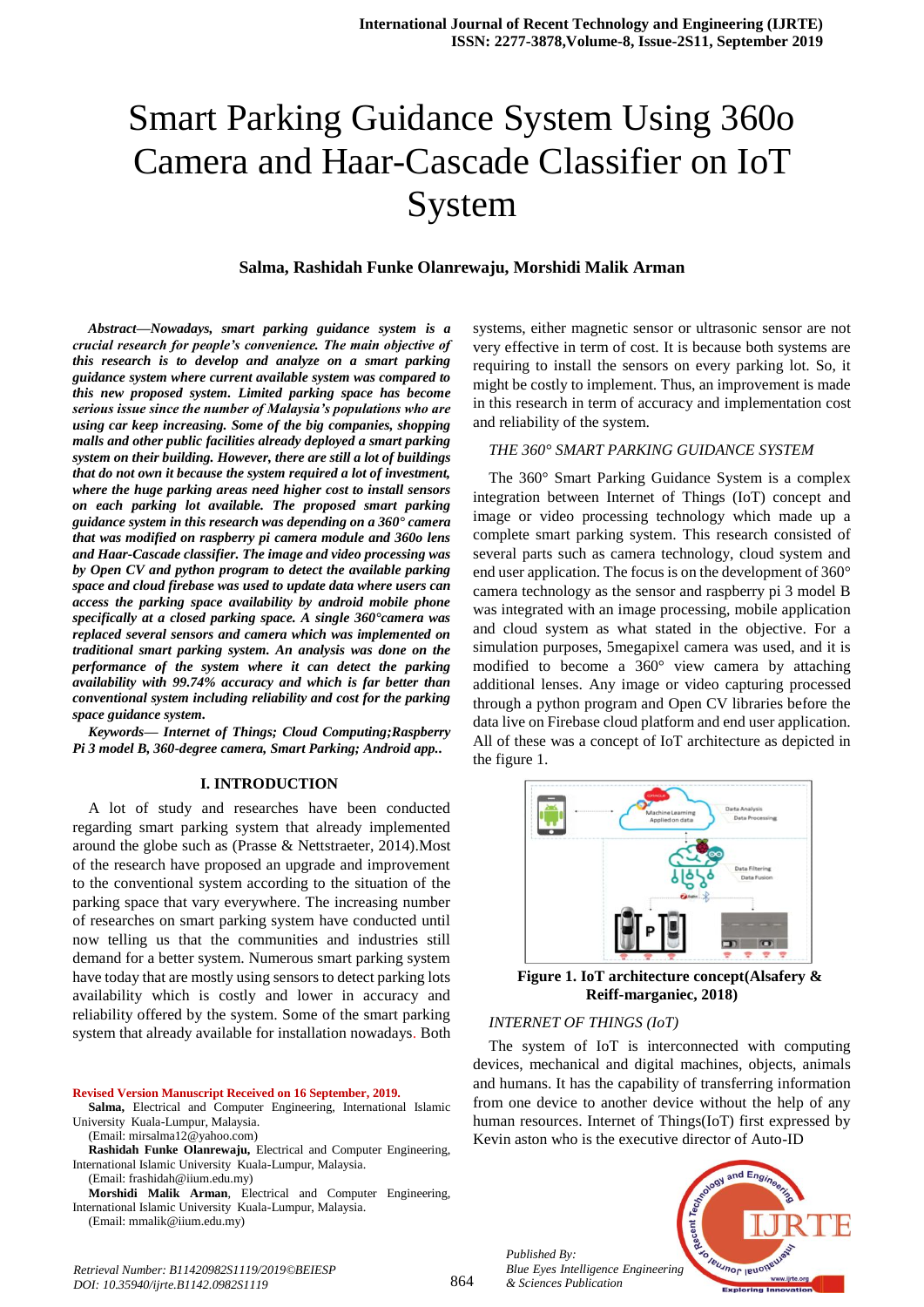# Smart Parking Guidance System Using 360o Camera and Haar-Cascade Classifier on IoT System

**Salma, Rashidah Funke Olanrewaju, Morshidi Malik Arman**

***Abstract—Nowadays, smart parking guidance system is a crucial research for people's convenience. The main objective of this research is to develop and analyze on a smart parking guidance system where current available system was compared to this new proposed system. Limited parking space has become serious issue since the number of Malaysia's populations who are using car keep increasing. Some of the big companies, shopping malls and other public facilities already deployed a smart parking system on their building. However, there are still a lot of buildings that do not own it because the system required a lot of investment, where the huge parking areas need higher cost to install sensors on each parking lot available. The proposed smart parking guidance system in this research was depending on a 360° camera that was modified on raspberry pi camera module and 360o lens and Haar-Cascade classifier. The image and video processing was by Open CV and python program to detect the available parking space and cloud firebase was used to update data where users can access the parking space availability by android mobile phone specifically at a closed parking space. A single 360°camera was replaced several sensors and camera which was implemented on traditional smart parking system. An analysis was done on the performance of the system where it can detect the parking availability with 99.74% accuracy and which is far better than conventional system including reliability and cost for the parking space guidance system.***

***Keywords— Internet of Things; Cloud Computing;Raspberry Pi 3 model B, 360-degree camera, Smart Parking; Android app..***

## I. INTRODUCTION

A lot of study and researches have been conducted regarding smart parking system that already implemented around the globe such as (Prasse & Nettstraeter, 2014).Most of the research have proposed an upgrade and improvement to the conventional system according to the situation of the parking space that vary everywhere. The increasing number of researches on smart parking system have conducted until now telling us that the communities and industries still demand for a better system. Numerous smart parking system have today that are mostly using sensors to detect parking lots availability which is costly and lower in accuracy and reliability offered by the system. Some of the smart parking system that already available for installation nowadays. Both systems, either magnetic sensor or ultrasonic sensor are not very effective in term of cost. It is because both systems are requiring to install the sensors on every parking lot. So, it might be costly to implement. Thus, an improvement is made in this research in term of accuracy and implementation cost and reliability of the system.

### *THE 360° SMART PARKING GUIDANCE SYSTEM*

The 360° Smart Parking Guidance System is a complex integration between Internet of Things (IoT) concept and image or video processing technology which made up a complete smart parking system. This research consisted of several parts such as camera technology, cloud system and end user application. The focus is on the development of 360° camera technology as the sensor and raspberry pi 3 model B was integrated with an image processing, mobile application and cloud system as what stated in the objective. For a simulation purposes, 5megapixel camera was used, and it is modified to become a 360° view camera by attaching additional lenses. Any image or video capturing processed through a python program and Open CV libraries before the data live on Firebase cloud platform and end user application. All of these was a concept of IoT architecture as depicted in the figure 1.

**Figure 1. IoT architecture concept(Alsafery & Reiff-marganiec, 2018)**

### *INTERNET OF THINGS (IoT)*

The system of IoT is interconnected with computing devices, mechanical and digital machines, objects, animals and humans. It has the capability of transferring information from one device to another device without the help of any human resources. Internet of Things(IoT) first expressed by Kevin aston who is the executive director of Auto-ID

---

**Revised Version Manuscript Received on 16 September, 2019.**

**Salma**, Electrical and Computer Engineering, International Islamic University Kuala-Lumpur, Malaysia. (Email: mirsalma12@yahoo.com)

**Rashidah Funke Olanrewaju,** Electrical and Computer Engineering, International Islamic University Kuala-Lumpur, Malaysia. (Email: frashidah@iium.edu.my)

**Morshidi Malik Arman**, Electrical and Computer Engineering, International Islamic University Kuala-Lumpur, Malaysia. (Email: mmalik@iium.edu.my)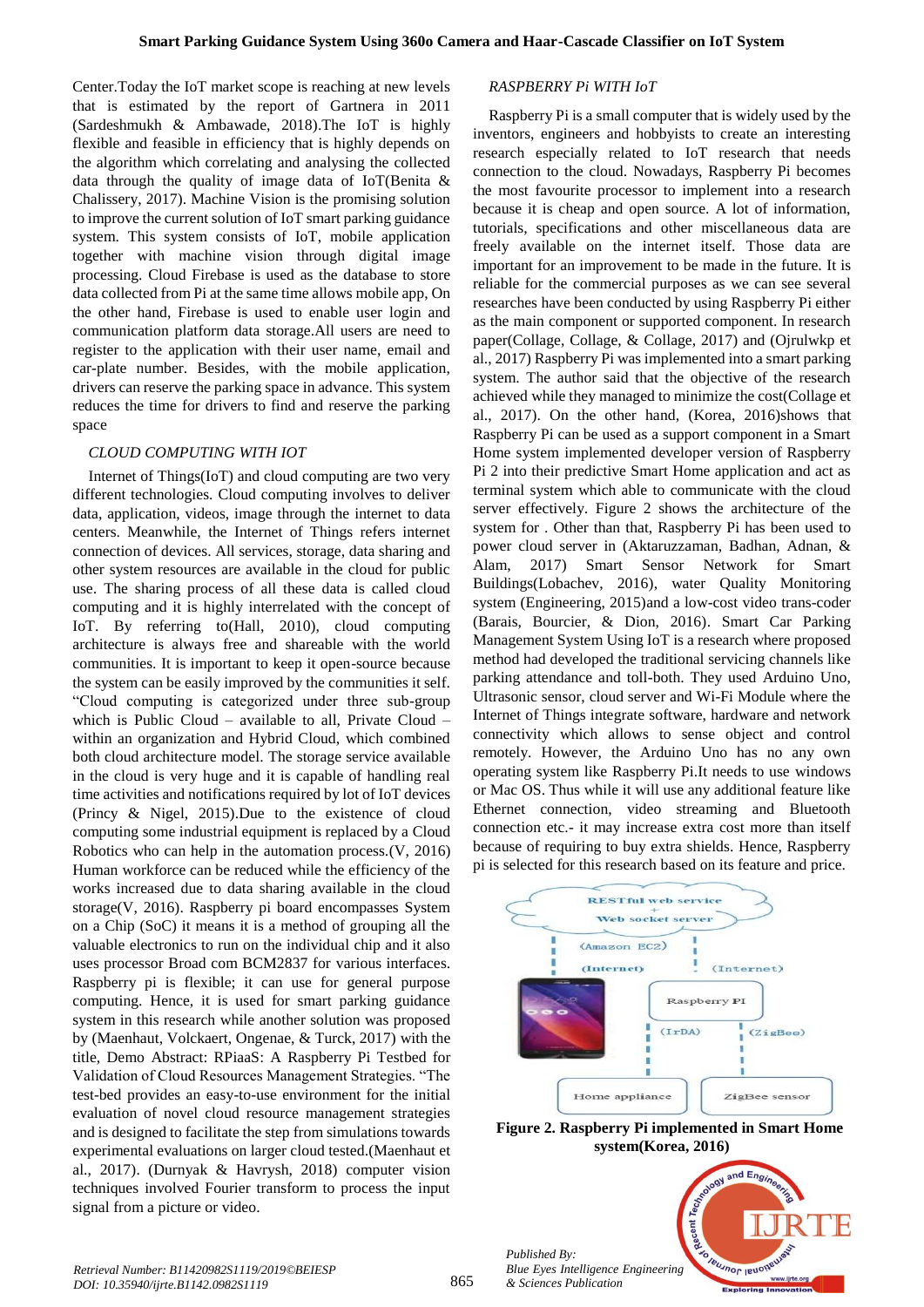Center.Today the IoT market scope is reaching at new levels that is estimated by the report of Gartnera in 2011 (Sardeshmukh & Ambawade, 2018).The IoT is highly flexible and feasible in efficiency that is highly depends on the algorithm which correlating and analysing the collected data through the quality of image data of IoT(Benita & Chalissery, 2017). Machine Vision is the promising solution to improve the current solution of IoT smart parking guidance system. This system consists of IoT, mobile application together with machine vision through digital image processing. Cloud Firebase is used as the database to store data collected from Pi at the same time allows mobile app, On the other hand, Firebase is used to enable user login and communication platform data storage.All users are need to register to the application with their user name, email and car-plate number. Besides, with the mobile application, drivers can reserve the parking space in advance. This system reduces the time for drivers to find and reserve the parking space

### *CLOUD COMPUTING WITH IOT*

Internet of Things(IoT) and cloud computing are two very different technologies. Cloud computing involves to deliver data, application, videos, image through the internet to data centers. Meanwhile, the Internet of Things refers internet connection of devices. All services, storage, data sharing and other system resources are available in the cloud for public use. The sharing process of all these data is called cloud computing and it is highly interrelated with the concept of IoT. By referring to(Hall, 2010), cloud computing architecture is always free and shareable with the world communities. It is important to keep it open-source because the system can be easily improved by the communities it self. "Cloud computing is categorized under three sub-group which is Public Cloud – available to all, Private Cloud – within an organization and Hybrid Cloud, which combined both cloud architecture model. The storage service available in the cloud is very huge and it is capable of handling real time activities and notifications required by lot of IoT devices (Princy & Nigel, 2015).Due to the existence of cloud computing some industrial equipment is replaced by a Cloud Robotics who can help in the automation process.(V, 2016) Human workforce can be reduced while the efficiency of the works increased due to data sharing available in the cloud storage(V, 2016). Raspberry pi board encompasses System on a Chip (SoC) it means it is a method of grouping all the valuable electronics to run on the individual chip and it also uses processor Broad com BCM2837 for various interfaces. Raspberry pi is flexible; it can use for general purpose computing. Hence, it is used for smart parking guidance system in this research while another solution was proposed by (Maenhaut, Volckaert, Ongenae, & Turck, 2017) with the title, Demo Abstract: RPiaaS: A Raspberry Pi Testbed for Validation of Cloud Resources Management Strategies. "The test-bed provides an easy-to-use environment for the initial evaluation of novel cloud resource management strategies and is designed to facilitate the step from simulations towards experimental evaluations on larger cloud tested.(Maenhaut et al., 2017). (Durnyak & Havrysh, 2018) computer vision techniques involved Fourier transform to process the input signal from a picture or video.

### *RASPBERRY Pi WITH IoT*

Raspberry Pi is a small computer that is widely used by the inventors, engineers and hobbyists to create an interesting research especially related to IoT research that needs connection to the cloud. Nowadays, Raspberry Pi becomes the most favourite processor to implement into a research because it is cheap and open source. A lot of information, tutorials, specifications and other miscellaneous data are freely available on the internet itself. Those data are important for an improvement to be made in the future. It is reliable for the commercial purposes as we can see several researches have been conducted by using Raspberry Pi either as the main component or supported component. In research paper(Collage, Collage, & Collage, 2017) and (Ojrulwkp et al., 2017) Raspberry Pi was implemented into a smart parking system. The author said that the objective of the research achieved while they managed to minimize the cost(Collage et al., 2017). On the other hand, (Korea, 2016)shows that Raspberry Pi can be used as a support component in a Smart Home system implemented developer version of Raspberry Pi 2 into their predictive Smart Home application and act as terminal system which able to communicate with the cloud server effectively. Figure 2 shows the architecture of the system for . Other than that, Raspberry Pi has been used to power cloud server in (Aktaruzzaman, Badhan, Adnan, & Alam, 2017) Smart Sensor Network for Smart Buildings(Lobachev, 2016), water Quality Monitoring system (Engineering, 2015)and a low-cost video trans-coder (Barais, Bourcier, & Dion, 2016). Smart Car Parking Management System Using IoT is a research where proposed method had developed the traditional servicing channels like parking attendance and toll-both. They used Arduino Uno, Ultrasonic sensor, cloud server and Wi-Fi Module where the Internet of Things integrate software, hardware and network connectivity which allows to sense object and control remotely. However, the Arduino Uno has no any own operating system like Raspberry Pi.It needs to use windows or Mac OS. Thus while it will use any additional feature like Ethernet connection, video streaming and Bluetooth connection etc.- it may increase extra cost more than itself because of requiring to buy extra shields. Hence, Raspberry pi is selected for this research based on its feature and price.

**Figure 2. Raspberry Pi implemented in Smart Home system(Korea, 2016)**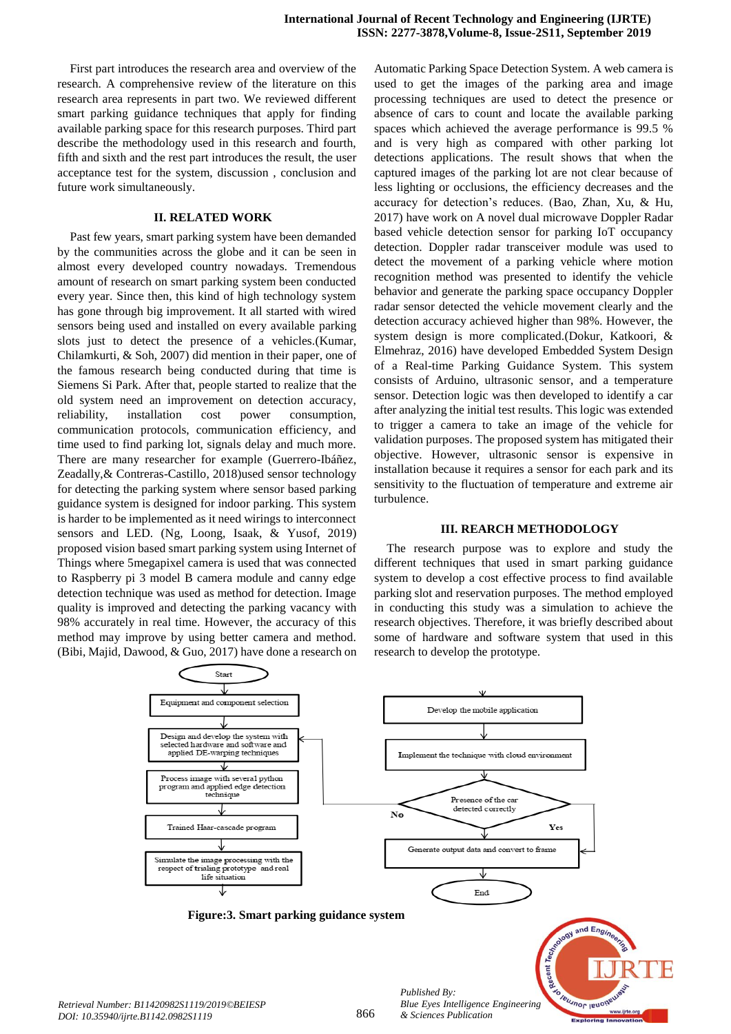First part introduces the research area and overview of the research. A comprehensive review of the literature on this research area represents in part two. We reviewed different smart parking guidance techniques that apply for finding available parking space for this research purposes. Third part describe the methodology used in this research and fourth, fifth and sixth and the rest part introduces the result, the user acceptance test for the system, discussion , conclusion and future work simultaneously.

## II. RELATED WORK

Past few years, smart parking system have been demanded by the communities across the globe and it can be seen in almost every developed country nowadays. Tremendous amount of research on smart parking system been conducted every year. Since then, this kind of high technology system has gone through big improvement. It all started with wired sensors being used and installed on every available parking slots just to detect the presence of a vehicles.(Kumar, Chilamkurti, & Soh, 2007) did mention in their paper, one of the famous research being conducted during that time is Siemens Si Park. After that, people started to realize that the old system need an improvement on detection accuracy, reliability, installation cost power consumption, communication protocols, communication efficiency, and time used to find parking lot, signals delay and much more. There are many researcher for example (Guerrero-Ibáñez, Zeadally,& Contreras-Castillo, 2018)used sensor technology for detecting the parking system where sensor based parking guidance system is designed for indoor parking. This system is harder to be implemented as it need wirings to interconnect sensors and LED. (Ng, Loong, Isaak, & Yusof, 2019) proposed vision based smart parking system using Internet of Things where 5megapixel camera is used that was connected to Raspberry pi 3 model B camera module and canny edge detection technique was used as method for detection. Image quality is improved and detecting the parking vacancy with 98% accurately in real time. However, the accuracy of this method may improve by using better camera and method. (Bibi, Majid, Dawood, & Guo, 2017) have done a research on Automatic Parking Space Detection System. A web camera is used to get the images of the parking area and image processing techniques are used to detect the presence or absence of cars to count and locate the available parking spaces which achieved the average performance is 99.5 % and is very high as compared with other parking lot detections applications. The result shows that when the captured images of the parking lot are not clear because of less lighting or occlusions, the efficiency decreases and the accuracy for detection's reduces. (Bao, Zhan, Xu, & Hu, 2017) have work on A novel dual microwave Doppler Radar based vehicle detection sensor for parking IoT occupancy detection. Doppler radar transceiver module was used to detect the movement of a parking vehicle where motion recognition method was presented to identify the vehicle behavior and generate the parking space occupancy Doppler radar sensor detected the vehicle movement clearly and the detection accuracy achieved higher than 98%. However, the system design is more complicated.(Dokur, Katkoori, & Elmehraz, 2016) have developed Embedded System Design of a Real-time Parking Guidance System. This system consists of Arduino, ultrasonic sensor, and a temperature sensor. Detection logic was then developed to identify a car after analyzing the initial test results. This logic was extended to trigger a camera to take an image of the vehicle for validation purposes. The proposed system has mitigated their objective. However, ultrasonic sensor is expensive in installation because it requires a sensor for each park and its sensitivity to the fluctuation of temperature and extreme air turbulence.

## III. REARCH METHODOLOGY

The research purpose was to explore and study the different techniques that used in smart parking guidance system to develop a cost effective process to find available parking slot and reservation purposes. The method employed in conducting this study was a simulation to achieve the research objectives. Therefore, it was briefly described about some of hardware and software system that used in this research to develop the prototype.

Start → Equipment and component selection → Design and develop the system with selected hardware and software and applied DE-warping techniques → Process image with several python program and applied edge detection technique → Trained Haar-cascade program → Simulate the image processing with the respect of trialing prototype and real life situation → Develop the mobile application → Implement the technique with cloud environment → Presence of the car detected correctly (No → back to Design and develop; Yes → Generate output data and convert to frame) → End

**Figure:3. Smart parking guidance system**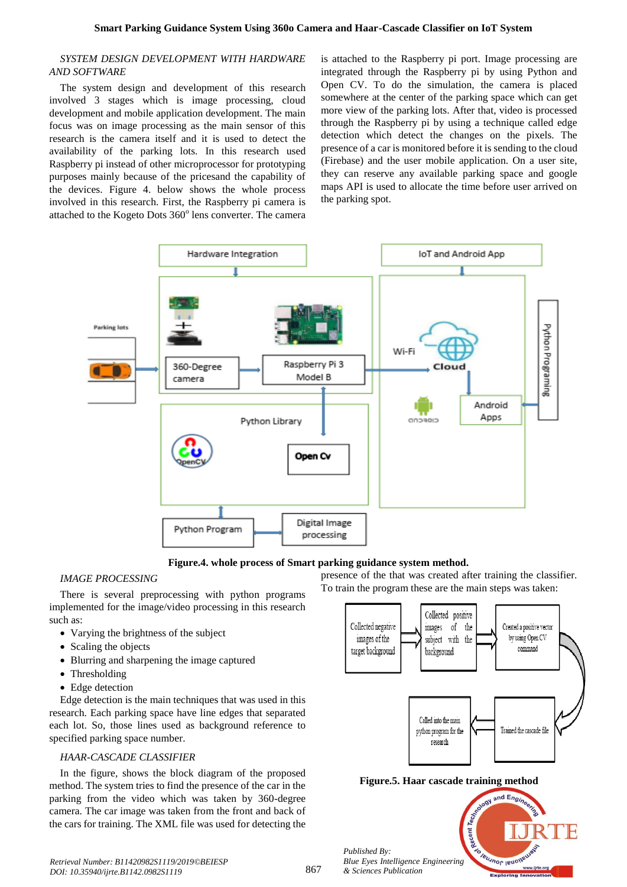### SYSTEM DESIGN DEVELOPMENT WITH HARDWARE AND SOFTWARE

The system design and development of this research involved 3 stages which is image processing, cloud development and mobile application development. The main focus was on image processing as the main sensor of this research is the camera itself and it is used to detect the availability of the parking lots. In this research used Raspberry pi instead of other microprocessor for prototyping purposes mainly because of the pricesand the capability of the devices. Figure 4. below shows the whole process involved in this research. First, the Raspberry pi camera is attached to the Kogeto Dots 360° lens converter. The camera is attached to the Raspberry pi port. Image processing are integrated through the Raspberry pi by using Python and Open CV. To do the simulation, the camera is placed somewhere at the center of the parking space which can get more view of the parking lots. After that, video is processed through the Raspberry pi by using a technique called edge detection which detect the changes on the pixels. The presence of a car is monitored before it is sending to the cloud (Firebase) and the user mobile application. On a user site, they can reserve any available parking space and google maps API is used to allocate the time before user arrived on the parking spot.

**Figure.4. whole process of Smart parking guidance system method.**

### IMAGE PROCESSING

There is several preprocessing with python programs implemented for the image/video processing in this research such as:

- Varying the brightness of the subject
- Scaling the objects
- Blurring and sharpening the image captured
- Thresholding
- Edge Detection

Edge detection is the main techniques that was used in this research. Each parking space have line edges that separated each lot. So, those lines used as background reference to specified parking space number.

### HAAR-CASCADE CLASSIFIER

In the figure, shows the block diagram of the proposed method. The system tries to find the presence of the car in the parking from the video which was taken by 360-degree camera. The car image was taken from the front and back of the cars for training. The XML file was used for detecting the presence of the that was created after training the classifier. To train the program these are the main steps was taken:

**Figure.5. Haar cascade training method**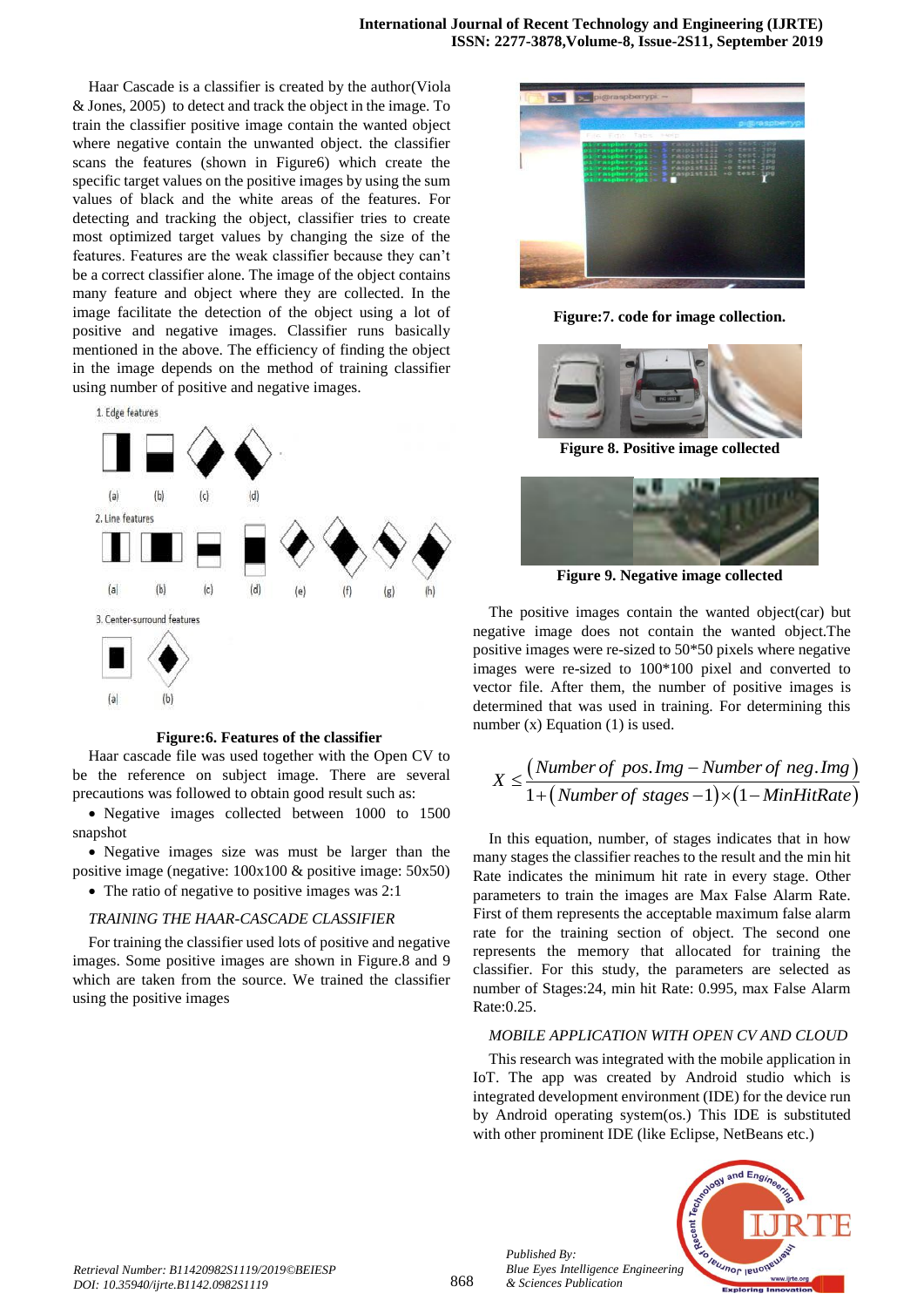Haar Cascade is a classifier is created by the author(Viola & Jones, 2005) to detect and track the object in the image. To train the classifier positive image contain the wanted object where negative contain the unwanted object. the classifier scans the features (shown in Figure6) which create the specific target values on the positive images by using the sum values of black and the white areas of the features. For detecting and tracking the object, classifier tries to create most optimized target values by changing the size of the features. Features are the weak classifier because they can't be a correct classifier alone. The image of the object contains many feature and object where they are collected. In the image facilitate the detection of the object using a lot of positive and negative images. Classifier runs basically mentioned in the above. The efficiency of finding the object in the image depends on the method of training classifier using number of positive and negative images.

**Figure:6. Features of the classifier**

Haar cascade file was used together with the Open CV to be the reference on subject image. There are several precautions was followed to obtain good result such as:

- Negative images collected between 1000 to 1500 snapshot
- Negative images size was must be larger than the positive image (negative: 100x100 & positive image: 50x50)
- The ratio of negative to positive images was 2:1

*TRAINING THE HAAR-CASCADE CLASSIFIER*

For training the classifier used lots of positive and negative images. Some positive images are shown in Figure.8 and 9 which are taken from the source. We trained the classifier using the positive images

**Figure:7. code for image collection.**

**Figure 8. Positive image collected**

**Figure 9. Negative image collected**

The positive images contain the wanted object(car) but negative image does not contain the wanted object.The positive images were re-sized to 50*50 pixels where negative images were re-sized to 100*100 pixel and converted to vector file. After them, the number of positive images is determined that was used in training. For determining this number (x) Equation (1) is used.

$$X \leq \frac{(Number\ of\ pos.Img - Number\ of\ neg.Img)}{1 + (Number\ of\ stages - 1) \times (1 - MinHitRate)}$$

In this equation, number, of stages indicates that in how many stages the classifier reaches to the result and the min hit Rate indicates the minimum hit rate in every stage. Other parameters to train the images are Max False Alarm Rate. First of them represents the acceptable maximum false alarm rate for the training section of object. The second one represents the memory that allocated for training the classifier. For this study, the parameters are selected as number of Stages:24, min hit Rate: 0.995, max False Alarm Rate:0.25.

*MOBILE APPLICATION WITH OPEN CV AND CLOUD*

This research was integrated with the mobile application in IoT. The app was created by Android studio which is integrated development environment (IDE) for the device run by Android operating system(os.) This IDE is substituted with other prominent IDE (like Eclipse, NetBeans etc.)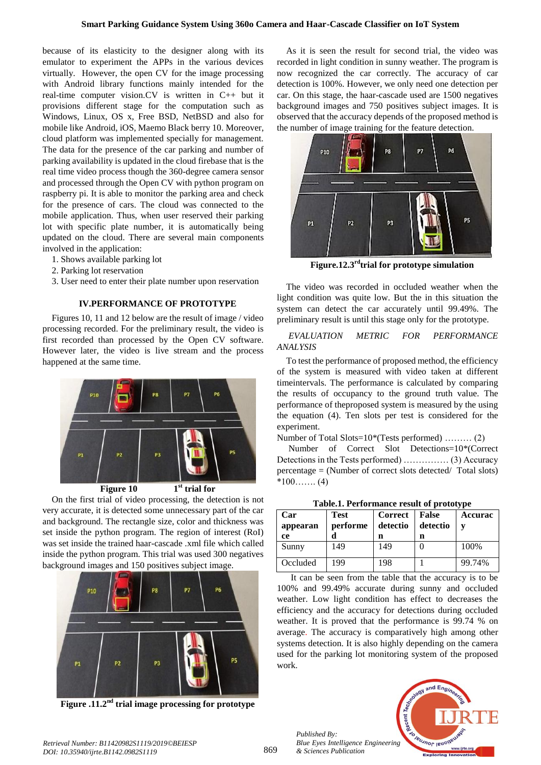because of its elasticity to the designer along with its emulator to experiment the APPs in the various devices virtually. However, the open CV for the image processing with Android library functions mainly intended for the real-time computer vision.CV is written in C++ but it provisions different stage for the computation such as Windows, Linux, OS x, Free BSD, NetBSD and also for mobile like Android, iOS, Maemo Black berry 10. Moreover, cloud platform was implemented specially for management. The data for the presence of the car parking and number of parking availability is updated in the cloud firebase that is the real time video process though the 360-degree camera sensor and processed through the Open CV with python program on raspberry pi. It is able to monitor the parking area and check for the presence of cars. The cloud was connected to the mobile application. Thus, when user reserved their parking lot with specific plate number, it is automatically being updated on the cloud. There are several main components involved in the application:

1. Shows available parking lot
2. Parking lot reservation
3. User need to enter their plate number upon reservation

## IV.PERFORMANCE OF PROTOTYPE

Figures 10, 11 and 12 below are the result of image / video processing recorded. For the preliminary result, the video is first recorded than processed by the Open CV software. However later, the video is live stream and the process happened at the same time.

**Figure 10 1st trial for**

On the first trial of video processing, the detection is not very accurate, it is detected some unnecessary part of the car and background. The rectangle size, color and thickness was set inside the python program. The region of interest (RoI) was set inside the trained haar-cascade .xml file which called inside the python program. This trial was used 300 negatives background images and 150 positives subject image.

**Figure .11.2nd trial image processing for prototype**

As it is seen the result for second trial, the video was recorded in light condition in sunny weather. The program is now recognized the car correctly. The accuracy of car detection is 100%. However, we only need one detection per car. On this stage, the haar-cascade used are 1500 negatives background images and 750 positives subject images. It is observed that the accuracy of the proposed method is depends of the number of image training for the feature detection.

**Figure.12.3rdtrial for prototype simulation**

The video was recorded in occluded weather when the light condition was quite low. But the in this situation the system can detect the car accurately until 99.49%. The preliminary result is until this stage only for the prototype.

*EVALUATION METRIC FOR PERFORMANCE ANALYSIS*

To test the performance of proposed method, the efficiency of the system is measured with video taken at different timeintervals. The performance is calculated by comparing the results of occupancy to the ground truth value. The performance of theproposed system is measured by the using the equation (4). Ten slots per test is considered for the experiment.

Number of Total Slots=10*(Tests performed) ……… (2)

Number of Correct Slot Detections=10*(Correct Detections in the Tests performed) …………… (3)

Accuracy percentage = (Number of correct slots detected/ Total slots) *100……. (4)

**Table.1. Performance result of prototype**

| Car appearance | Test performed | Correct detection | False detection | Accuracy |
|---|---|---|---|---|
| Sunny | 149 | 149 | 0 | 100% |
| Occluded | 199 | 198 | 1 | 99.74% |

It can be seen from the table that the accuracy is to be 100% and 99.49% accurate during sunny and occluded weather. Low light condition has effect to decreases the efficiency and the accuracy for detections during occluded weather. It is proved that the performance is 99.74 % on average. The accuracy is comparatively high among other systems detection. It is also highly depending on the camera used for the parking lot monitoring system of the proposed work.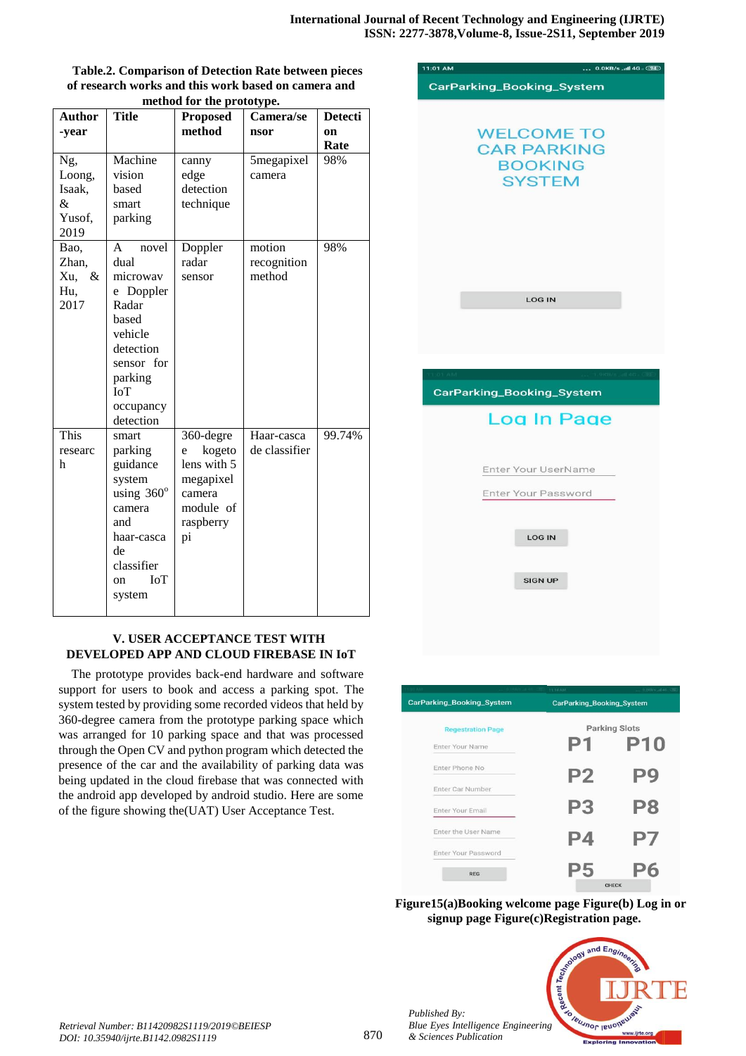**Table.2. Comparison of Detection Rate between pieces of research works and this work based on camera and method for the prototype.**

| Author -year | Title | Proposed method | Camera/sensor | Detection Rate |
|---|---|---|---|---|
| Ng, Loong, Isaak, & Yusof, 2019 | Machine vision based smart parking | canny edge detection technique | 5megapixel camera | 98% |
| Bao, Zhan, Xu, & Hu, 2017 | A novel dual microwave Doppler Radar based vehicle detection sensor for parking IoT occupancy detection | Doppler radar sensor | motion recognition method | 98% |
| This research | smart parking guidance system using 360° camera and haar-cascade classifier on IoT system | 360-degree kogeto lens with 5 megapixel camera module of raspberry pi | Haar-cascade classifier | 99.74% |

## V. USER ACCEPTANCE TEST WITH DEVELOPED APP AND CLOUD FIREBASE IN IoT

The prototype provides back-end hardware and software support for users to book and access a parking spot. The system tested by providing some recorded videos that held by 360-degree camera from the prototype parking space which was arranged for 10 parking space and that was processed through the Open CV and python program which detected the presence of the car and the availability of parking data was being updated in the cloud firebase that was connected with the android app developed by android studio. Here are some of the figure showing the(UAT) User Acceptance Test.

**Figure15(a)Booking welcome page Figure(b) Log in or signup page Figure(c)Registration page.**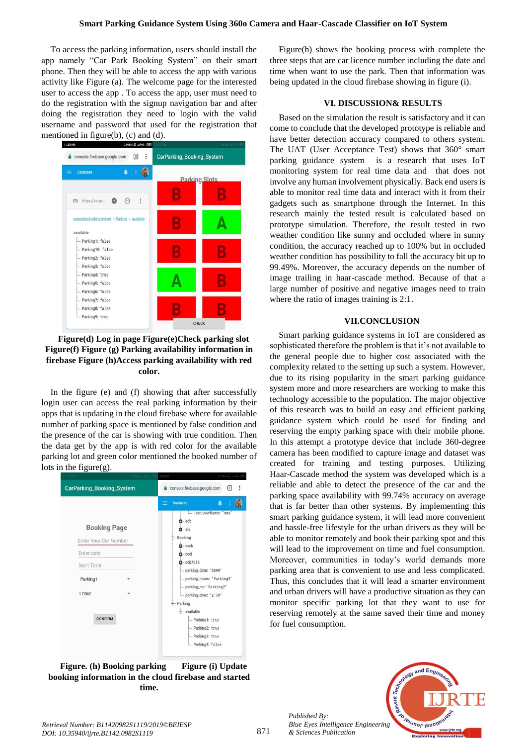To access the parking information, users should install the app namely "Car Park Booking System" on their smart phone. Then they will be able to access the app with various activity like Figure (a). The welcome page for the interested user to access the app . To access the app, user must need to do the registration with the signup navigation bar and after doing the registration they need to login with the valid username and password that used for the registration that mentioned in figure(b), (c) and (d).

**Figure(d) Log in page Figure(e)Check parking slot Figure(f) Figure (g) Parking availability information in firebase Figure (h)Access parking availability with red color.**

In the figure (e) and (f) showing that after successfully login user can access the real parking information by their apps that is updating in the cloud firebase where for available number of parking space is mentioned by false condition and the presence of the car is showing with true condition. Then the data get by the app is with red color for the available parking lot and green color mentioned the booked number of lots in the figure(g).

**Figure. (h) Booking parking Figure (i) Update booking information in the cloud firebase and started time.**

Figure(h) shows the booking process with complete the three steps that are car licence number including the date and time when want to the park. Then that information was being updated in the cloud firebase showing in figure (i).

## VI. DISCUSSION& RESULTS

Based on the simulation the result is satisfactory and it can come to conclude that the developed prototype is reliable and have better detection accuracy compared to others system. The UAT (User Acceptance Test) shows that 360° smart parking guidance system is a research that uses IoT monitoring system for real time data and that does not involve any human involvement physically. Back end users is able to monitor real time data and interact with it from their gadgets such as smartphone through the Internet. In this research mainly the tested result is calculated based on prototype simulation. Therefore, the result tested in two weather condition like sunny and occluded where in sunny condition, the accuracy reached up to 100% but in occluded weather condition has possibility to fall the accuracy bit up to 99.49%. Moreover, the accuracy depends on the number of image trailing in haar-cascade method. Because of that a large number of positive and negative images need to train where the ratio of images training is 2:1.

## VII.CONCLUSION

Smart parking guidance systems in IoT are considered as sophisticated therefore the problem is that it's not available to the general people due to higher cost associated with the complexity related to the setting up such a system. However, due to its rising popularity in the smart parking guidance system more and more researchers are working to make this technology accessible to the population. The major objective of this research was to build an easy and efficient parking guidance system which could be used for finding and reserving the empty parking space with their mobile phone. In this attempt a prototype device that include 360-degree camera has been modified to capture image and dataset was created for training and testing purposes. Utilizing Haar-Cascade method the system was developed which is a reliable and able to detect the presence of the car and the parking space availability with 99.74% accuracy on average that is far better than other systems. By implementing this smart parking guidance system, it will lead more convenient and hassle-free lifestyle for the urban drivers as they will be able to monitor remotely and book their parking spot and this will lead to the improvement on time and fuel consumption. Moreover, communities in today's world demands more parking area that is convenient to use and less complicated. Thus, this concludes that it will lead a smarter environment and urban drivers will have a productive situation as they can monitor specific parking lot that they want to use for reserving remotely at the same saved their time and money for fuel consumption.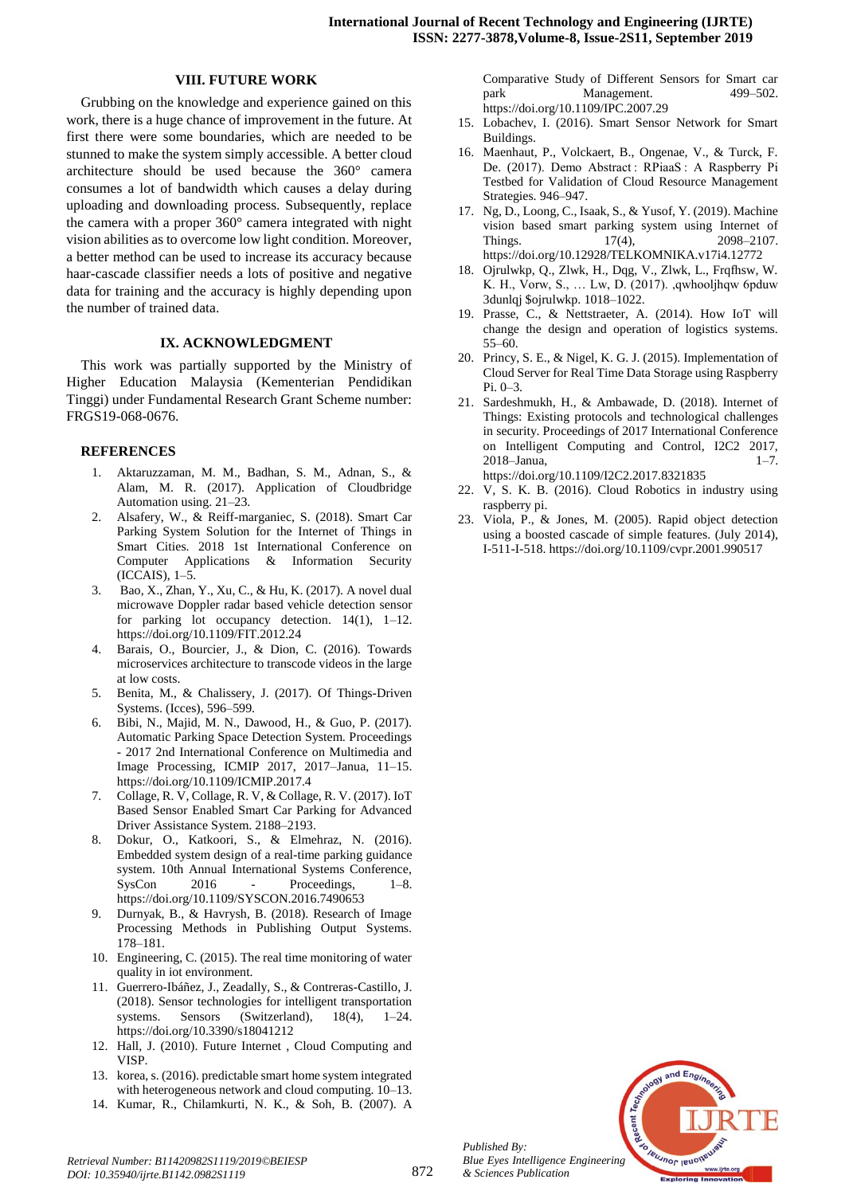## VIII. FUTURE WORK

Grubbing on the knowledge and experience gained on this work, there is a huge chance of improvement in the future. At first there were some boundaries, which are needed to be stunned to make the system simply accessible. A better cloud architecture should be used because the 360° camera consumes a lot of bandwidth which causes a delay during uploading and downloading process. Subsequently, replace the camera with a proper 360° camera integrated with night vision abilities as to overcome low light condition. Moreover, a better method can be used to increase its accuracy because haar-cascade classifier needs a lots of positive and negative data for training and the accuracy is highly depending upon the number of trained data.

## IX. ACKNOWLEDGMENT

This work was partially supported by the Ministry of Higher Education Malaysia (Kementerian Pendidikan Tinggi) under Fundamental Research Grant Scheme number: FRGS19-068-0676.

## REFERENCES

1. Aktaruzzaman, M. M., Badhan, S. M., Adnan, S., & Alam, M. R. (2017). Application of Cloudbridge Automation using. 21–23.
2. Alsafery, W., & Reiff-marganiec, S. (2018). Smart Car Parking System Solution for the Internet of Things in Smart Cities. 2018 1st International Conference on Computer Applications & Information Security (ICCAIS), 1–5.
3. Bao, X., Zhan, Y., Xu, C., & Hu, K. (2017). A novel dual microwave Doppler radar based vehicle detection sensor for parking lot occupancy detection. 14(1), 1–12. https://doi.org/10.1109/FIT.2012.24
4. Barais, O., Bourcier, J., & Dion, C. (2016). Towards microservices architecture to transcode videos in the large at low costs.
5. Benita, M., & Chalissery, J. (2017). Of Things-Driven Systems. (Icces), 596–599.
6. Bibi, N., Majid, M. N., Dawood, H., & Guo, P. (2017). Automatic Parking Space Detection System. Proceedings - 2017 2nd International Conference on Multimedia and Image Processing, ICMIP 2017, 2017–Janua, 11–15. https://doi.org/10.1109/ICMIP.2017.4
7. Collage, R. V, Collage, R. V, & Collage, R. V. (2017). IoT Based Sensor Enabled Smart Car Parking for Advanced Driver Assistance System. 2188–2193.
8. Dokur, O., Katkoori, S., & Elmehraz, N. (2016). Embedded system design of a real-time parking guidance system. 10th Annual International Systems Conference, SysCon 2016 - Proceedings, 1–8. https://doi.org/10.1109/SYSCON.2016.7490653
9. Durnyak, B., & Havrysh, B. (2018). Research of Image Processing Methods in Publishing Output Systems. 178–181.
10. Engineering, C. (2015). The real time monitoring of water quality in iot environment.
11. Guerrero-Ibáñez, J., Zeadally, S., & Contreras-Castillo, J. (2018). Sensor technologies for intelligent transportation systems. Sensors (Switzerland), 18(4), 1–24. https://doi.org/10.3390/s18041212
12. Hall, J. (2010). Future Internet , Cloud Computing and VISP.
13. korea, s. (2016). predictable smart home system integrated with heterogeneous network and cloud computing. 10–13.
14. Kumar, R., Chilamkurti, N. K., & Soh, B. (2007). A Comparative Study of Different Sensors for Smart car park Management. 499–502. https://doi.org/10.1109/IPC.2007.29
15. Lobachev, I. (2016). Smart Sensor Network for Smart Buildings.
16. Maenhaut, P., Volckaert, B., Ongenae, V., & Turck, F. De. (2017). Demo Abstract : RPiaaS : A Raspberry Pi Testbed for Validation of Cloud Resource Management Strategies. 946–947.
17. Ng, D., Loong, C., Isaak, S., & Yusof, Y. (2019). Machine vision based smart parking system using Internet of Things. 17(4), 2098–2107. https://doi.org/10.12928/TELKOMNIKA.v17i4.12772
18. Ojrulwkp, Q., Zlwk, H., Dqg, V., Zlwk, L., Frqfhsw, W. K. H., Vorw, S., … Lw, D. (2017). ,qwhooljhqw 6pduw 3dunlqj $ojrulwkp. 1018–1022.
19. Prasse, C., & Nettstraeter, A. (2014). How IoT will change the design and operation of logistics systems. 55–60.
20. Princy, S. E., & Nigel, K. G. J. (2015). Implementation of Cloud Server for Real Time Data Storage using Raspberry Pi. 0–3.
21. Sardeshmukh, H., & Ambawade, D. (2018). Internet of Things: Existing protocols and technological challenges in security. Proceedings of 2017 International Conference on Intelligent Computing and Control, I2C2 2017, 2018–Janua, 1–7. https://doi.org/10.1109/I2C2.2017.8321835
22. V, S. K. B. (2016). Cloud Robotics in industry using raspberry pi.
23. Viola, P., & Jones, M. (2005). Rapid object detection using a boosted cascade of simple features. (July 2014), I-511-I-518. https://doi.org/10.1109/cvpr.2001.990517